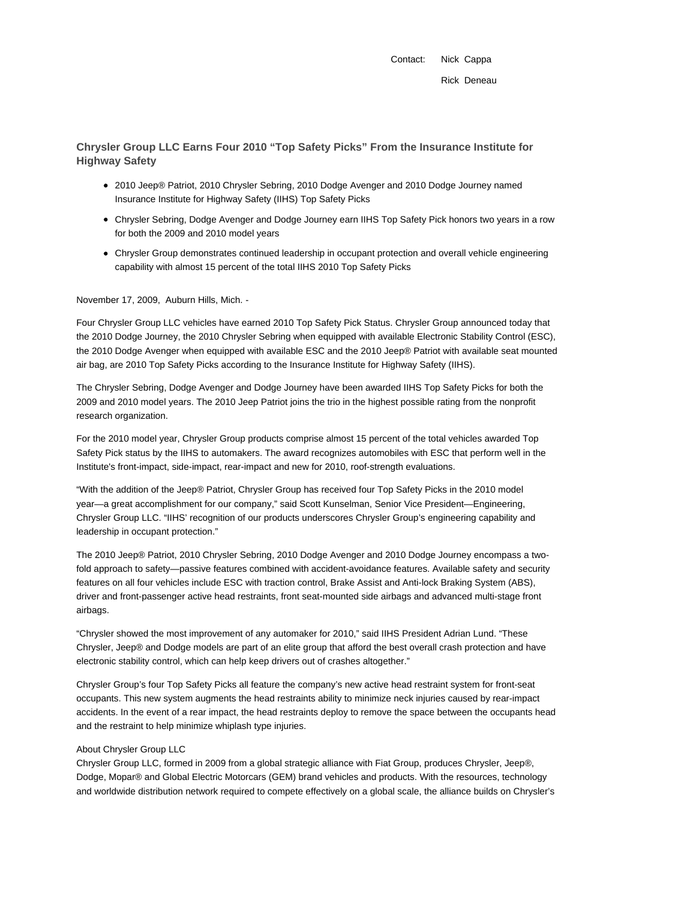Contact: Nick Cappa

Rick Deneau

## Chrysler Group LLC Earns Four 2010 “Top Safety Picks” From the Insurance Institute for Highway Safety

- 2010 Jeep® Patriot, 2010 Chrysler Sebring, 2010 Dodge Avenger and 2010 Dodge Journey named Insurance Institute for Highway Safety (IIHS) Top Safety Picks
- Chrysler Sebring, Dodge Avenger and Dodge Journey earn IIHS Top Safety Pick honors two years in a row for both the 2009 and 2010 model years
- Chrysler Group demonstrates continued leadership in occupant protection and overall vehicle engineering capability with almost 15 percent of the total IIHS 2010 Top Safety Picks

November 17, 2009, Auburn Hills, Mich. -

Four Chrysler Group LLC vehicles have earned 2010 Top Safety Pick Status. Chrysler Group announced today that the 2010 Dodge Journey, the 2010 Chrysler Sebring when equipped with available Electronic Stability Control (ESC), the 2010 Dodge Avenger when equipped with available ESC and the 2010 Jeep® Patriot with available seat mounted air bag, are 2010 Top Safety Picks according to the Insurance Institute for Highway Safety (IIHS).

The Chrysler Sebring, Dodge Avenger and Dodge Journey have been awarded IIHS Top Safety Picks for both the 2009 and 2010 model years. The 2010 Jeep Patriot joins the trio in the highest possible rating from the nonprofit research organization.

For the 2010 model year, Chrysler Group products comprise almost 15 percent of the total vehicles awarded Top Safety Pick status by the IIHS to automakers. The award recognizes automobiles with ESC that perform well in the Institute's front-impact, side-impact, rear-impact and new for 2010, roof-strength evaluations.

“With the addition of the Jeep® Patriot, Chrysler Group has received four Top Safety Picks in the 2010 model year—a great accomplishment for our company,” said Scott Kunselman, Senior Vice President—Engineering, Chrysler Group LLC. “IIHS’ recognition of our products underscores Chrysler Group’s engineering capability and leadership in occupant protection.”

The 2010 Jeep® Patriot, 2010 Chrysler Sebring, 2010 Dodge Avenger and 2010 Dodge Journey encompass a two-fold approach to safety—passive features combined with accident-avoidance features. Available safety and security features on all four vehicles include ESC with traction control, Brake Assist and Anti-lock Braking System (ABS), driver and front-passenger active head restraints, front seat-mounted side airbags and advanced multi-stage front airbags.

“Chrysler showed the most improvement of any automaker for 2010,” said IIHS President Adrian Lund. “These Chrysler, Jeep® and Dodge models are part of an elite group that afford the best overall crash protection and have electronic stability control, which can help keep drivers out of crashes altogether.”

Chrysler Group’s four Top Safety Picks all feature the company’s new active head restraint system for front-seat occupants. This new system augments the head restraints ability to minimize neck injuries caused by rear-impact accidents. In the event of a rear impact, the head restraints deploy to remove the space between the occupants head and the restraint to help minimize whiplash type injuries.

About Chrysler Group LLC
Chrysler Group LLC, formed in 2009 from a global strategic alliance with Fiat Group, produces Chrysler, Jeep®, Dodge, Mopar® and Global Electric Motorcars (GEM) brand vehicles and products. With the resources, technology and worldwide distribution network required to compete effectively on a global scale, the alliance builds on Chrysler’s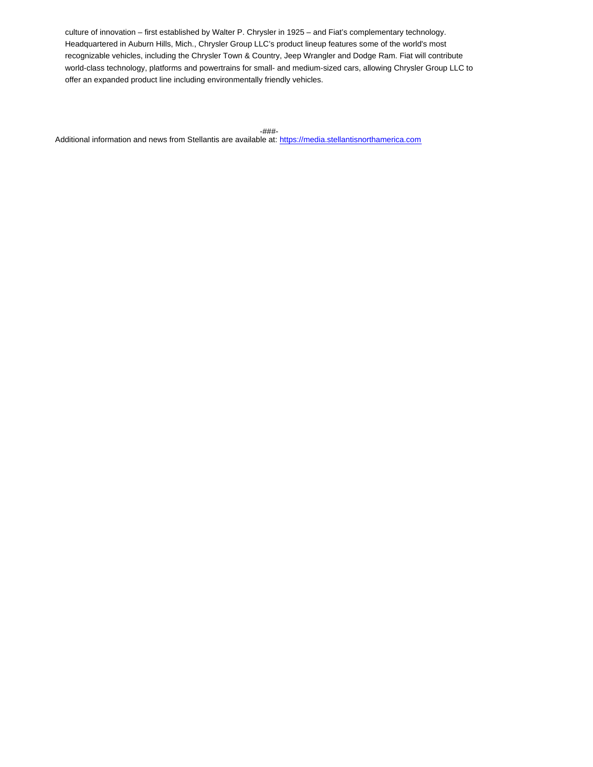culture of innovation – first established by Walter P. Chrysler in 1925 – and Fiat's complementary technology. Headquartered in Auburn Hills, Mich., Chrysler Group LLC's product lineup features some of the world's most recognizable vehicles, including the Chrysler Town & Country, Jeep Wrangler and Dodge Ram. Fiat will contribute world-class technology, platforms and powertrains for small- and medium-sized cars, allowing Chrysler Group LLC to offer an expanded product line including environmentally friendly vehicles.

-###-

Additional information and news from Stellantis are available at: https://media.stellantisnorthamerica.com